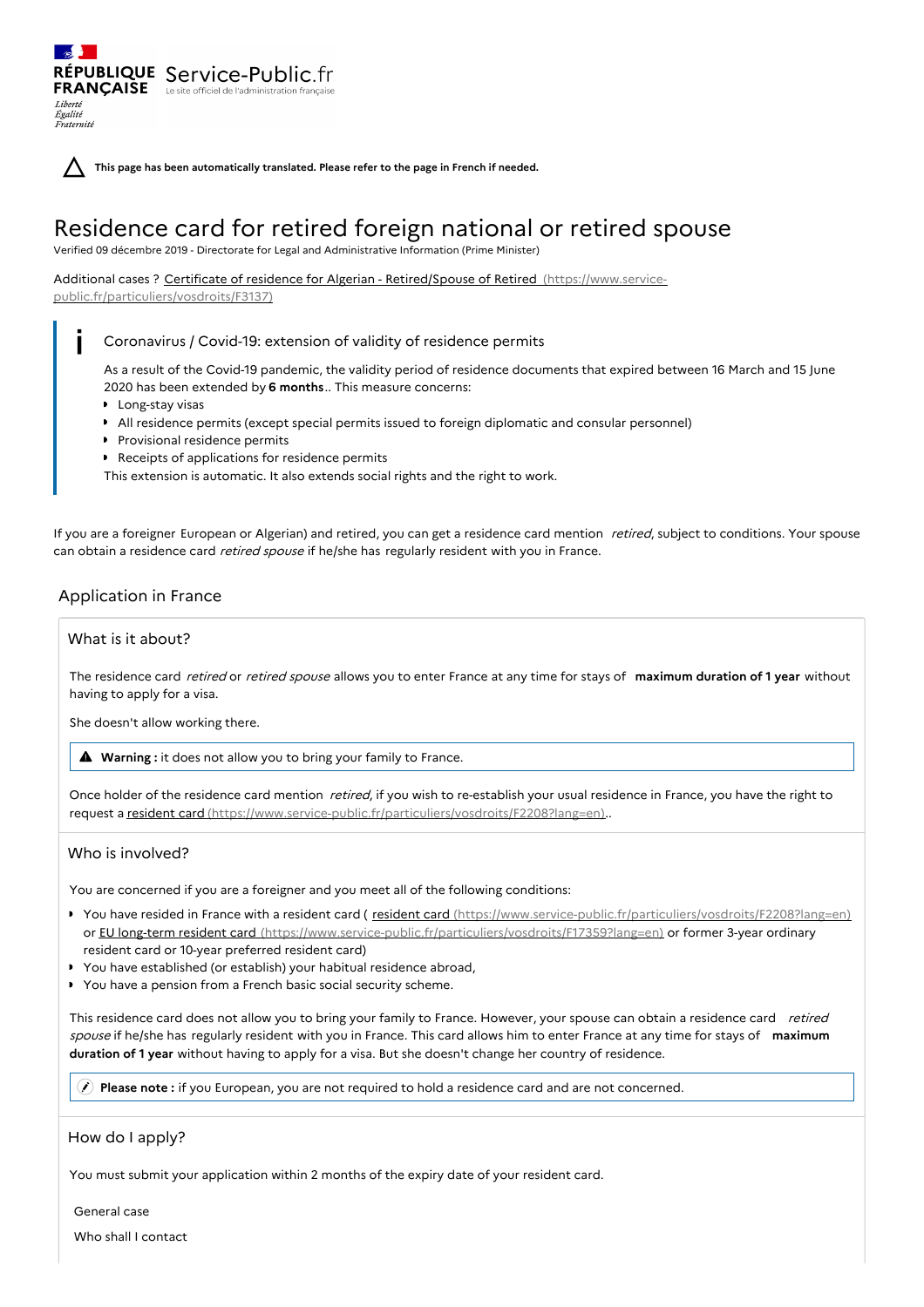**This page has been automatically translated. Please refer to the page in French if needed.**

# Residence card for retired foreign national or retired spouse

Verified 09 décembre 2019 - Directorate for Legal and Administrative Information (Prime Minister)

Additional cases ? Certificate of residence for Algerian - Retired/Spouse of Retired (https://www.service-public.fr/particuliers/vosdroits/F3137)

> Coronavirus / Covid-19: extension of validity of residence permits
>
> As a result of the Covid-19 pandemic, the validity period of residence documents that expired between 16 March and 15 June 2020 has been extended by **6 months**.. This measure concerns:
>
> - Long-stay visas
> - All residence permits (except special permits issued to foreign diplomatic and consular personnel)
> - Provisional residence permits
> - Receipts of applications for residence permits
>
> This extension is automatic. It also extends social rights and the right to work.

If you are a foreigner European or Algerian) and retired, you can get a residence card mention *retired*, subject to conditions. Your spouse can obtain a residence card *retired spouse* if he/she has regularly resident with you in France.

## Application in France

### What is it about?

The residence card *retired* or *retired spouse* allows you to enter France at any time for stays of **maximum duration of 1 year** without having to apply for a visa.

She doesn't allow working there.

> **Warning :** it does not allow you to bring your family to France.

Once holder of the residence card mention *retired*, if you wish to re-establish your usual residence in France, you have the right to request a resident card (https://www.service-public.fr/particuliers/vosdroits/F2208?lang=en)..

### Who is involved?

You are concerned if you are a foreigner and you meet all of the following conditions:

- You have resided in France with a resident card ( resident card (https://www.service-public.fr/particuliers/vosdroits/F2208?lang=en) or EU long-term resident card (https://www.service-public.fr/particuliers/vosdroits/F17359?lang=en) or former 3-year ordinary resident card or 10-year preferred resident card)
- You have established (or establish) your habitual residence abroad,
- You have a pension from a French basic social security scheme.

This residence card does not allow you to bring your family to France. However, your spouse can obtain a residence card *retired spouse* if he/she has regularly resident with you in France. This card allows him to enter France at any time for stays of **maximum duration of 1 year** without having to apply for a visa. But she doesn't change her country of residence.

> **Please note :** if you European, you are not required to hold a residence card and are not concerned.

### How do I apply?

You must submit your application within 2 months of the expiry date of your resident card.

General case

Who shall I contact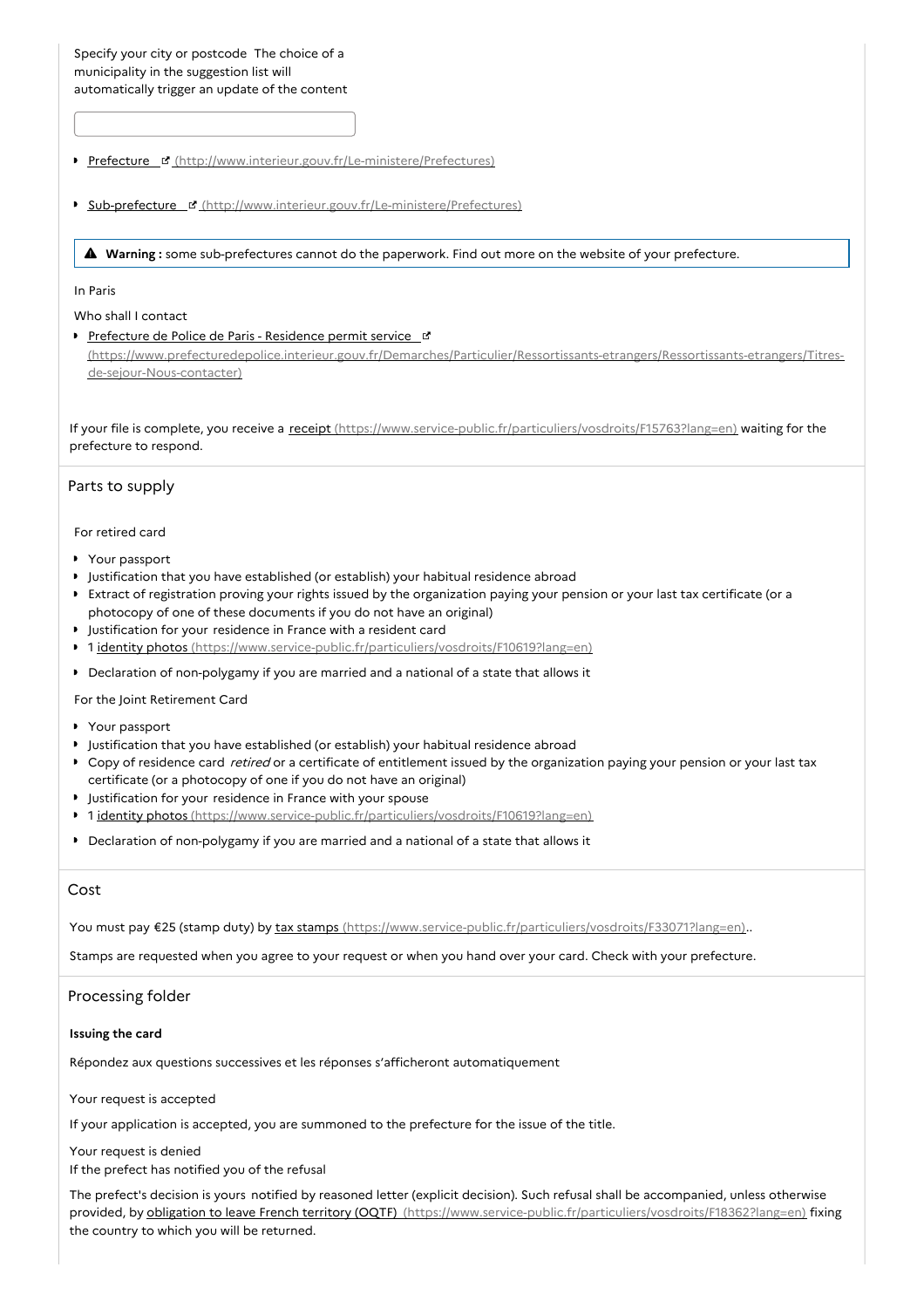Specify your city or postcode The choice of a municipality in the suggestion list will automatically trigger an update of the content

- Prefecture (http://www.interieur.gouv.fr/Le-ministere/Prefectures)
- Sub-prefecture (http://www.interieur.gouv.fr/Le-ministere/Prefectures)

**Warning :** some sub-prefectures cannot do the paperwork. Find out more on the website of your prefecture.

In Paris

Who shall I contact

- Prefecture de Police de Paris - Residence permit service (https://www.prefecturedepolice.interieur.gouv.fr/Demarches/Particulier/Ressortissants-etrangers/Ressortissants-etrangers/Titres-de-sejour-Nous-contacter)

If your file is complete, you receive a receipt (https://www.service-public.fr/particuliers/vosdroits/F15763?lang=en) waiting for the prefecture to respond.

## Parts to supply

For retired card

- Your passport
- Justification that you have established (or establish) your habitual residence abroad
- Extract of registration proving your rights issued by the organization paying your pension or your last tax certificate (or a photocopy of one of these documents if you do not have an original)
- Justification for your residence in France with a resident card
- 1 identity photos (https://www.service-public.fr/particuliers/vosdroits/F10619?lang=en)
- Declaration of non-polygamy if you are married and a national of a state that allows it

For the Joint Retirement Card

- Your passport
- Justification that you have established (or establish) your habitual residence abroad
- Copy of residence card *retired* or a certificate of entitlement issued by the organization paying your pension or your last tax certificate (or a photocopy of one if you do not have an original)
- Justification for your residence in France with your spouse
- 1 identity photos (https://www.service-public.fr/particuliers/vosdroits/F10619?lang=en)
- Declaration of non-polygamy if you are married and a national of a state that allows it

## Cost

You must pay €25 (stamp duty) by tax stamps (https://www.service-public.fr/particuliers/vosdroits/F33071?lang=en)..

Stamps are requested when you agree to your request or when you hand over your card. Check with your prefecture.

## Processing folder

**Issuing the card**

Répondez aux questions successives et les réponses s'afficheront automatiquement

Your request is accepted

If your application is accepted, you are summoned to the prefecture for the issue of the title.

Your request is denied

If the prefect has notified you of the refusal

The prefect's decision is yours notified by reasoned letter (explicit decision). Such refusal shall be accompanied, unless otherwise provided, by obligation to leave French territory (OQTF) (https://www.service-public.fr/particuliers/vosdroits/F18362?lang=en) fixing the country to which you will be returned.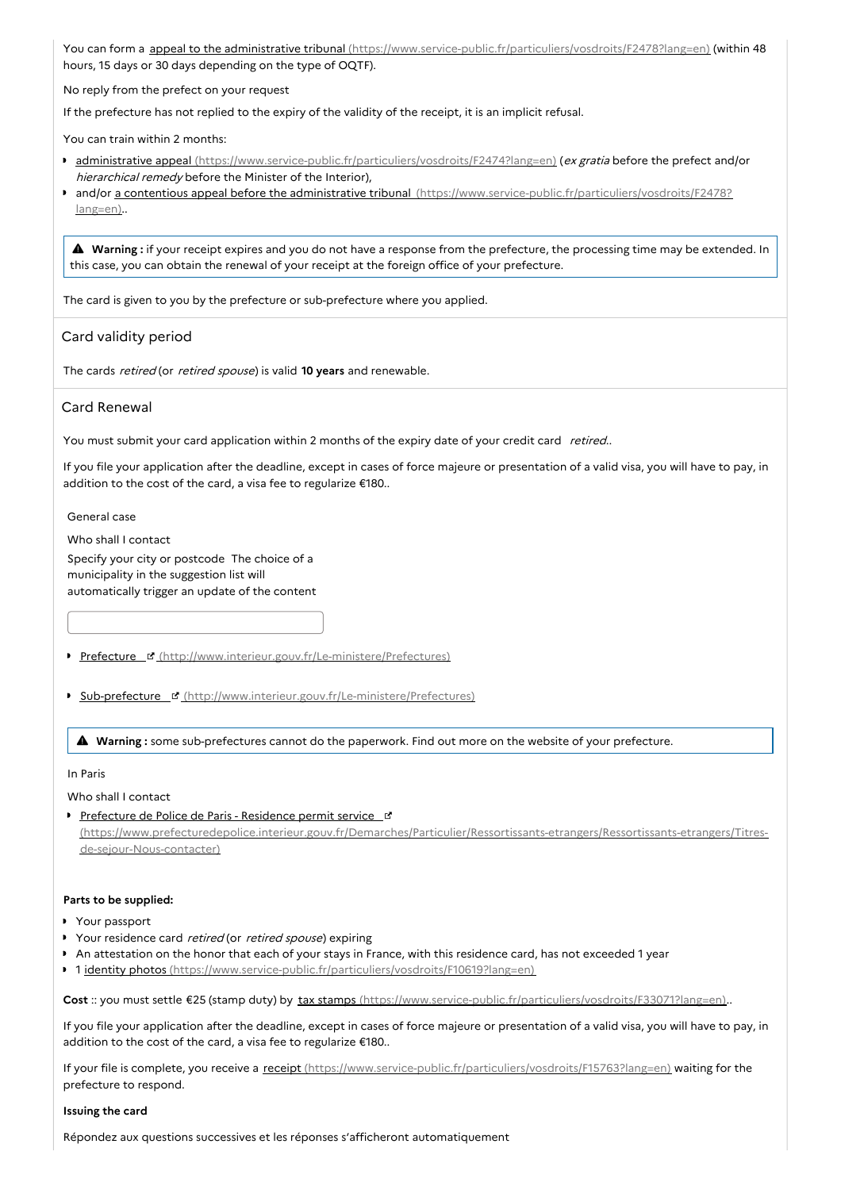You can form a appeal to the administrative tribunal (https://www.service-public.fr/particuliers/vosdroits/F2478?lang=en) (within 48 hours, 15 days or 30 days depending on the type of OQTF).

No reply from the prefect on your request

If the prefecture has not replied to the expiry of the validity of the receipt, it is an implicit refusal.

You can train within 2 months:

- administrative appeal (https://www.service-public.fr/particuliers/vosdroits/F2474?lang=en) (*ex gratia* before the prefect and/or *hierarchical remedy* before the Minister of the Interior),
- and/or a contentious appeal before the administrative tribunal (https://www.service-public.fr/particuliers/vosdroits/F2478?lang=en)..

> ⚠ **Warning :** if your receipt expires and you do not have a response from the prefecture, the processing time may be extended. In this case, you can obtain the renewal of your receipt at the foreign office of your prefecture.

The card is given to you by the prefecture or sub-prefecture where you applied.

## Card validity period

The cards *retired* (or *retired spouse*) is valid **10 years** and renewable.

## Card Renewal

You must submit your card application within 2 months of the expiry date of your credit card *retired*..

If you file your application after the deadline, except in cases of force majeure or presentation of a valid visa, you will have to pay, in addition to the cost of the card, a visa fee to regularize €180..

General case

Who shall I contact

Specify your city or postcode The choice of a municipality in the suggestion list will automatically trigger an update of the content

- Prefecture (http://www.interieur.gouv.fr/Le-ministere/Prefectures)
- Sub-prefecture (http://www.interieur.gouv.fr/Le-ministere/Prefectures)

> ⚠ **Warning :** some sub-prefectures cannot do the paperwork. Find out more on the website of your prefecture.

In Paris

Who shall I contact

- Prefecture de Police de Paris - Residence permit service (https://www.prefecturedepolice.interieur.gouv.fr/Demarches/Particulier/Ressortissants-etrangers/Ressortissants-etrangers/Titres-de-sejour-Nous-contacter)

**Parts to be supplied:**

- Your passport
- Your residence card *retired* (or *retired spouse*) expiring
- An attestation on the honor that each of your stays in France, with this residence card, has not exceeded 1 year
- 1 identity photos (https://www.service-public.fr/particuliers/vosdroits/F10619?lang=en)

**Cost** :: you must settle €25 (stamp duty) by tax stamps (https://www.service-public.fr/particuliers/vosdroits/F33071?lang=en)..

If you file your application after the deadline, except in cases of force majeure or presentation of a valid visa, you will have to pay, in addition to the cost of the card, a visa fee to regularize €180..

If your file is complete, you receive a receipt (https://www.service-public.fr/particuliers/vosdroits/F15763?lang=en) waiting for the prefecture to respond.

**Issuing the card**

Répondez aux questions successives et les réponses s'afficheront automatiquement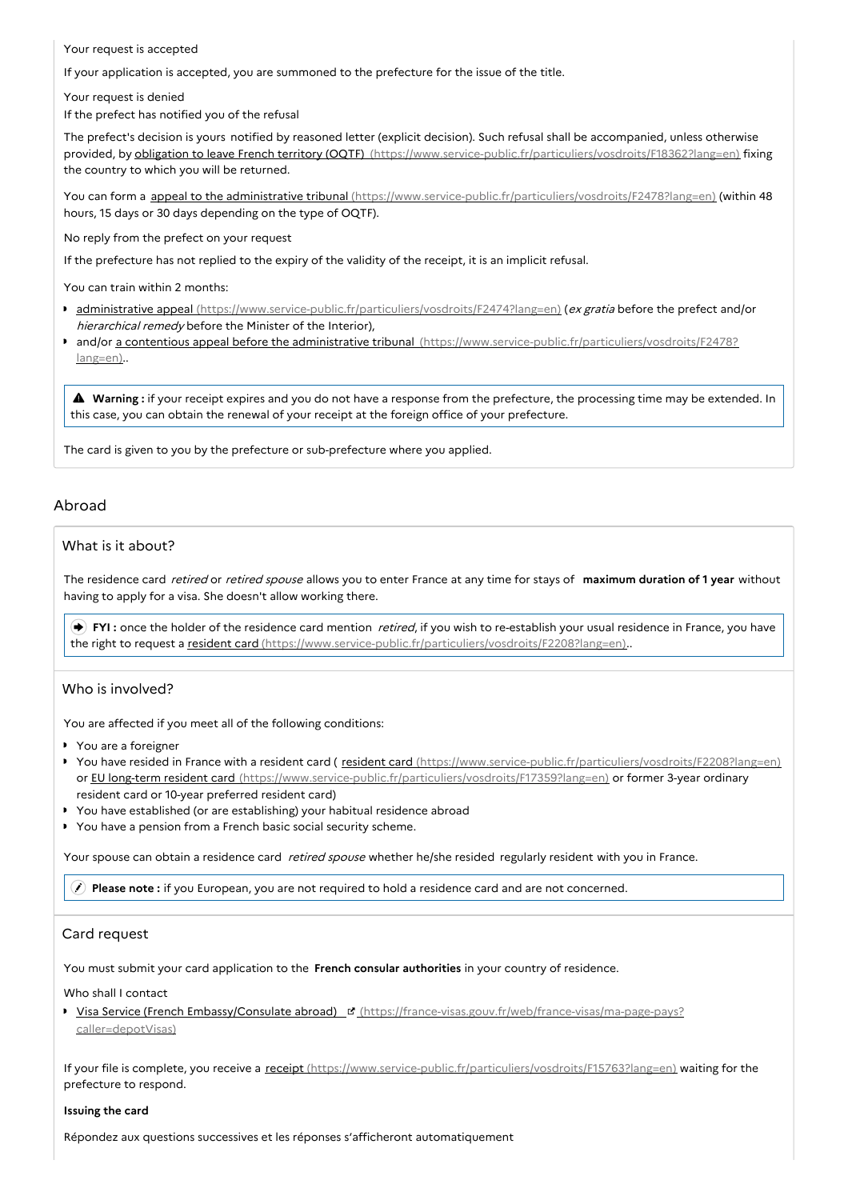Your request is accepted

If your application is accepted, you are summoned to the prefecture for the issue of the title.

Your request is denied

If the prefect has notified you of the refusal

The prefect's decision is yours notified by reasoned letter (explicit decision). Such refusal shall be accompanied, unless otherwise provided, by obligation to leave French territory (OQTF) (https://www.service-public.fr/particuliers/vosdroits/F18362?lang=en) fixing the country to which you will be returned.

You can form a appeal to the administrative tribunal (https://www.service-public.fr/particuliers/vosdroits/F2478?lang=en) (within 48 hours, 15 days or 30 days depending on the type of OQTF).

No reply from the prefect on your request

If the prefecture has not replied to the expiry of the validity of the receipt, it is an implicit refusal.

You can train within 2 months:

- administrative appeal (https://www.service-public.fr/particuliers/vosdroits/F2474?lang=en) (*ex gratia* before the prefect and/or *hierarchical remedy* before the Minister of the Interior),
- and/or a contentious appeal before the administrative tribunal (https://www.service-public.fr/particuliers/vosdroits/F2478?lang=en)..

> ⚠ **Warning :** if your receipt expires and you do not have a response from the prefecture, the processing time may be extended. In this case, you can obtain the renewal of your receipt at the foreign office of your prefecture.

The card is given to you by the prefecture or sub-prefecture where you applied.

## Abroad

### What is it about?

The residence card *retired* or *retired spouse* allows you to enter France at any time for stays of **maximum duration of 1 year** without having to apply for a visa. She doesn't allow working there.

> ➔ **FYI :** once the holder of the residence card mention *retired*, if you wish to re-establish your usual residence in France, you have the right to request a resident card (https://www.service-public.fr/particuliers/vosdroits/F2208?lang=en)..

### Who is involved?

You are affected if you meet all of the following conditions:

- You are a foreigner
- You have resided in France with a resident card ( resident card (https://www.service-public.fr/particuliers/vosdroits/F2208?lang=en) or EU long-term resident card (https://www.service-public.fr/particuliers/vosdroits/F17359?lang=en) or former 3-year ordinary resident card or 10-year preferred resident card)
- You have established (or are establishing) your habitual residence abroad
- You have a pension from a French basic social security scheme.

Your spouse can obtain a residence card *retired spouse* whether he/she resided regularly resident with you in France.

> **Please note :** if you European, you are not required to hold a residence card and are not concerned.

### Card request

You must submit your card application to the **French consular authorities** in your country of residence.

Who shall I contact

- Visa Service (French Embassy/Consulate abroad) (https://france-visas.gouv.fr/web/france-visas/ma-page-pays?caller=depotVisas)

If your file is complete, you receive a receipt (https://www.service-public.fr/particuliers/vosdroits/F15763?lang=en) waiting for the prefecture to respond.

**Issuing the card**

Répondez aux questions successives et les réponses s'afficheront automatiquement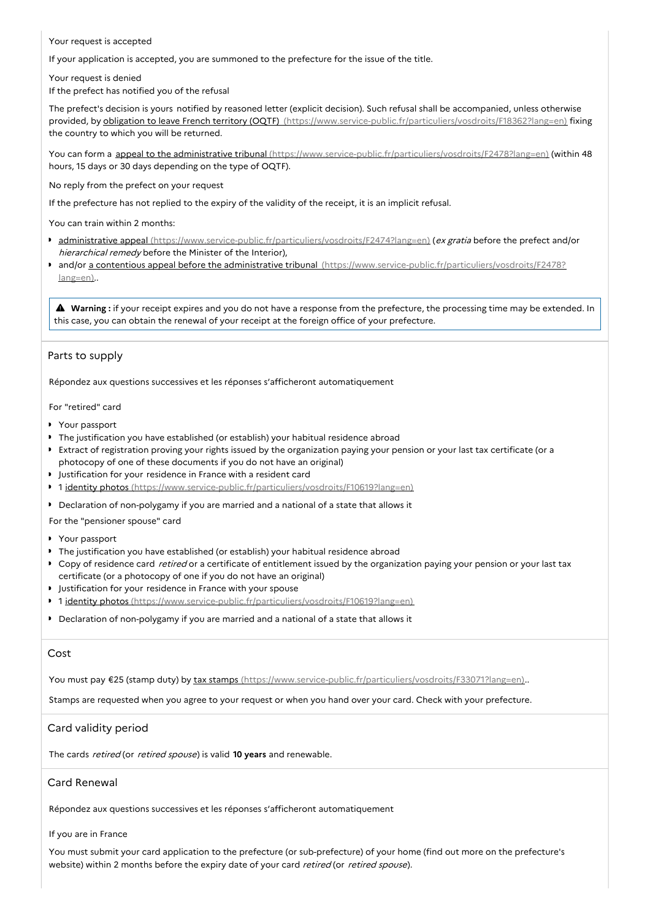Your request is accepted

If your application is accepted, you are summoned to the prefecture for the issue of the title.

Your request is denied

If the prefect has notified you of the refusal

The prefect's decision is yours notified by reasoned letter (explicit decision). Such refusal shall be accompanied, unless otherwise provided, by [obligation to leave French territory (OQTF)](https://www.service-public.fr/particuliers/vosdroits/F18362?lang=en) (https://www.service-public.fr/particuliers/vosdroits/F18362?lang=en) fixing the country to which you will be returned.

You can form a [appeal to the administrative tribunal](https://www.service-public.fr/particuliers/vosdroits/F2478?lang=en) (https://www.service-public.fr/particuliers/vosdroits/F2478?lang=en) (within 48 hours, 15 days or 30 days depending on the type of OQTF).

No reply from the prefect on your request

If the prefecture has not replied to the expiry of the validity of the receipt, it is an implicit refusal.

You can train within 2 months:

- [administrative appeal](https://www.service-public.fr/particuliers/vosdroits/F2474?lang=en) (https://www.service-public.fr/particuliers/vosdroits/F2474?lang=en) (*ex gratia* before the prefect and/or *hierarchical remedy* before the Minister of the Interior),
- and/or [a contentious appeal before the administrative tribunal](https://www.service-public.fr/particuliers/vosdroits/F2478?lang=en) (https://www.service-public.fr/particuliers/vosdroits/F2478?lang=en)..

> ⚠ **Warning :** if your receipt expires and you do not have a response from the prefecture, the processing time may be extended. In this case, you can obtain the renewal of your receipt at the foreign office of your prefecture.

## Parts to supply

Répondez aux questions successives et les réponses s'afficheront automatiquement

For "retired" card

- Your passport
- The justification you have established (or establish) your habitual residence abroad
- Extract of registration proving your rights issued by the organization paying your pension or your last tax certificate (or a photocopy of one of these documents if you do not have an original)
- Justification for your residence in France with a resident card
- 1 [identity photos](https://www.service-public.fr/particuliers/vosdroits/F10619?lang=en) (https://www.service-public.fr/particuliers/vosdroits/F10619?lang=en)
- Declaration of non-polygamy if you are married and a national of a state that allows it

For the "pensioner spouse" card

- Your passport
- The justification you have established (or establish) your habitual residence abroad
- Copy of residence card *retired* or a certificate of entitlement issued by the organization paying your pension or your last tax certificate (or a photocopy of one if you do not have an original)
- Justification for your residence in France with your spouse
- 1 [identity photos](https://www.service-public.fr/particuliers/vosdroits/F10619?lang=en) (https://www.service-public.fr/particuliers/vosdroits/F10619?lang=en)
- Declaration of non-polygamy if you are married and a national of a state that allows it

## Cost

You must pay €25 (stamp duty) by [tax stamps](https://www.service-public.fr/particuliers/vosdroits/F33071?lang=en) (https://www.service-public.fr/particuliers/vosdroits/F33071?lang=en)..

Stamps are requested when you agree to your request or when you hand over your card. Check with your prefecture.

## Card validity period

The cards *retired* (or *retired spouse*) is valid **10 years** and renewable.

## Card Renewal

Répondez aux questions successives et les réponses s'afficheront automatiquement

If you are in France

You must submit your card application to the prefecture (or sub-prefecture) of your home (find out more on the prefecture's website) within 2 months before the expiry date of your card *retired* (or *retired spouse*).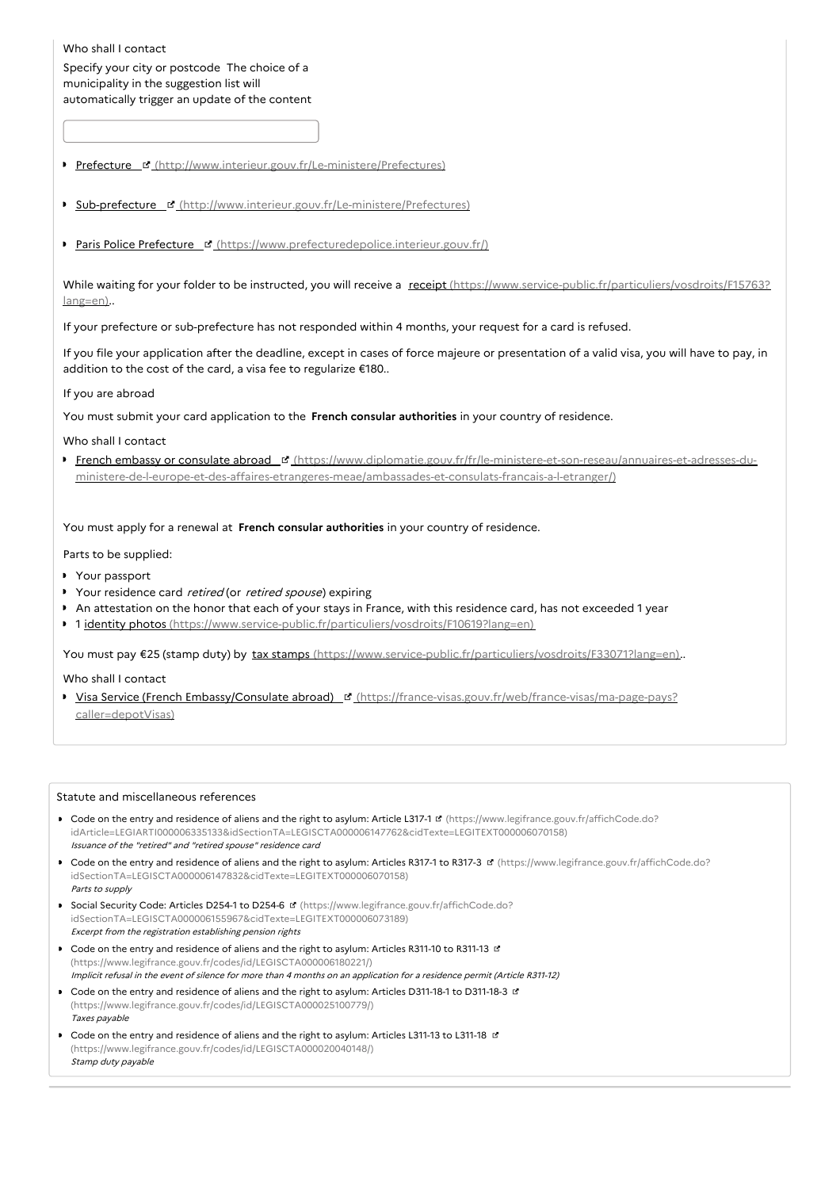Who shall I contact

Specify your city or postcode The choice of a municipality in the suggestion list will automatically trigger an update of the content

- Prefecture (http://www.interieur.gouv.fr/Le-ministere/Prefectures)
- Sub-prefecture (http://www.interieur.gouv.fr/Le-ministere/Prefectures)
- Paris Police Prefecture (https://www.prefecturedepolice.interieur.gouv.fr/)

While waiting for your folder to be instructed, you will receive a receipt (https://www.service-public.fr/particuliers/vosdroits/F15763?lang=en)..

If your prefecture or sub-prefecture has not responded within 4 months, your request for a card is refused.

If you file your application after the deadline, except in cases of force majeure or presentation of a valid visa, you will have to pay, in addition to the cost of the card, a visa fee to regularize €180..

If you are abroad

You must submit your card application to the **French consular authorities** in your country of residence.

Who shall I contact

- French embassy or consulate abroad (https://www.diplomatie.gouv.fr/fr/le-ministere-et-son-reseau/annuaires-et-adresses-du-ministere-de-l-europe-et-des-affaires-etrangeres-meae/ambassades-et-consulats-francais-a-l-etranger/)

You must apply for a renewal at **French consular authorities** in your country of residence.

Parts to be supplied:

- Your passport
- Your residence card *retired* (or *retired spouse*) expiring
- An attestation on the honor that each of your stays in France, with this residence card, has not exceeded 1 year
- 1 identity photos (https://www.service-public.fr/particuliers/vosdroits/F10619?lang=en)

You must pay €25 (stamp duty) by tax stamps (https://www.service-public.fr/particuliers/vosdroits/F33071?lang=en)..

Who shall I contact

- Visa Service (French Embassy/Consulate abroad) (https://france-visas.gouv.fr/web/france-visas/ma-page-pays?caller=depotVisas)

Statute and miscellaneous references

- Code on the entry and residence of aliens and the right to asylum: Article L317-1 (https://www.legifrance.gouv.fr/affichCode.do?idArticle=LEGIARTI000006335133&idSectionTA=LEGISCTA000006147762&cidTexte=LEGITEXT000006070158)
  *Issuance of the "retired" and "retired spouse" residence card*
- Code on the entry and residence of aliens and the right to asylum: Articles R317-1 to R317-3 (https://www.legifrance.gouv.fr/affichCode.do?idSectionTA=LEGISCTA000006147832&cidTexte=LEGITEXT000006070158)
  *Parts to supply*
- Social Security Code: Articles D254-1 to D254-6 (https://www.legifrance.gouv.fr/affichCode.do?idSectionTA=LEGISCTA000006155967&cidTexte=LEGITEXT000006073189)
  *Excerpt from the registration establishing pension rights*
- Code on the entry and residence of aliens and the right to asylum: Articles R311-10 to R311-13 (https://www.legifrance.gouv.fr/codes/id/LEGISCTA000006180221/)
  *Implicit refusal in the event of silence for more than 4 months on an application for a residence permit (Article R311-12)*
- Code on the entry and residence of aliens and the right to asylum: Articles D311-18-1 to D311-18-3 (https://www.legifrance.gouv.fr/codes/id/LEGISCTA000025100779/)
  *Taxes payable*
- Code on the entry and residence of aliens and the right to asylum: Articles L311-13 to L311-18 (https://www.legifrance.gouv.fr/codes/id/LEGISCTA000020040148/)
  *Stamp duty payable*